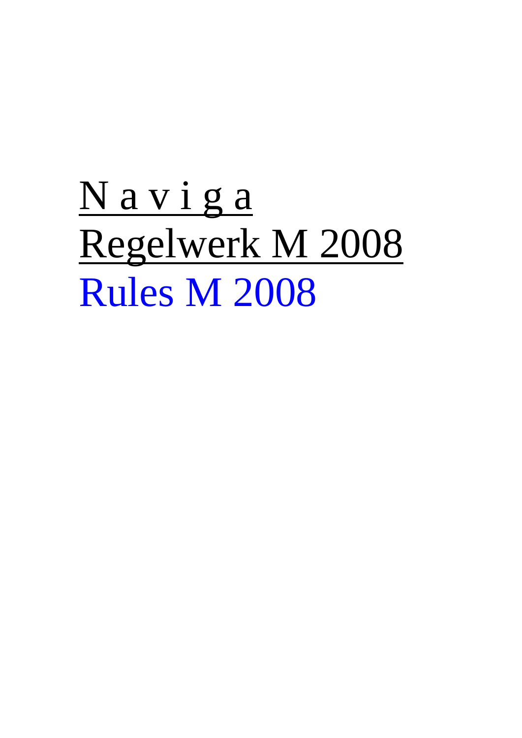# N a v i g a

# Regelwerk M 2008

# Rules M 2008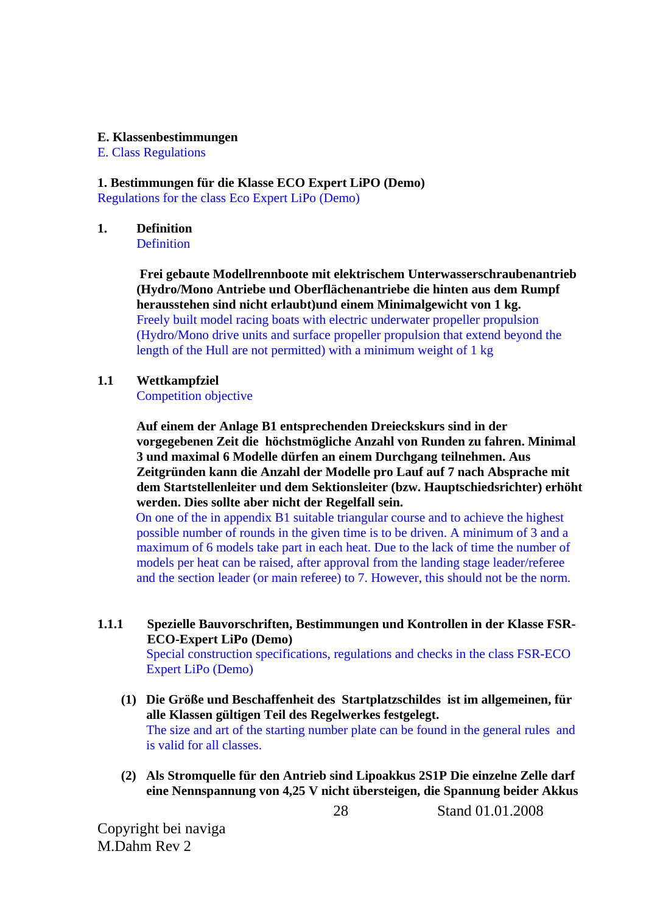**E. Klassenbestimmungen**
E. Class Regulations

**1. Bestimmungen für die Klasse ECO Expert LiPO (Demo)**
Regulations for the class Eco Expert LiPo (Demo)

**1. Definition**
Definition

**Frei gebaute Modellrennboote mit elektrischem Unterwasserschraubenantrieb (Hydro/Mono Antriebe und Oberflächenantriebe die hinten aus dem Rumpf herausstehen sind nicht erlaubt)und einem Minimalgewicht von 1 kg.**
Freely built model racing boats with electric underwater propeller propulsion (Hydro/Mono drive units and surface propeller propulsion that extend beyond the length of the Hull are not permitted) with a minimum weight of 1 kg

**1.1 Wettkampfziel**
Competition objective

**Auf einem der Anlage B1 entsprechenden Dreieckskurs sind in der vorgegebenen Zeit die höchstmögliche Anzahl von Runden zu fahren. Minimal 3 und maximal 6 Modelle dürfen an einem Durchgang teilnehmen. Aus Zeitgründen kann die Anzahl der Modelle pro Lauf auf 7 nach Absprache mit dem Startstellenleiter und dem Sektionsleiter (bzw. Hauptschiedsrichter) erhöht werden. Dies sollte aber nicht der Regelfall sein.**
On one of the in appendix B1 suitable triangular course and to achieve the highest possible number of rounds in the given time is to be driven. A minimum of 3 and a maximum of 6 models take part in each heat. Due to the lack of time the number of models per heat can be raised, after approval from the landing stage leader/referee and the section leader (or main referee) to 7. However, this should not be the norm.

**1.1.1 Spezielle Bauvorschriften, Bestimmungen und Kontrollen in der Klasse FSR-ECO-Expert LiPo (Demo)**
Special construction specifications, regulations and checks in the class FSR-ECO Expert LiPo (Demo)

**(1) Die Größe und Beschaffenheit des Startplatzschildes ist im allgemeinen, für alle Klassen gültigen Teil des Regelwerkes festgelegt.**
The size and art of the starting number plate can be found in the general rules and is valid for all classes.

**(2) Als Stromquelle für den Antrieb sind Lipoakkus 2S1P Die einzelne Zelle darf eine Nennspannung von 4,25 V nicht übersteigen, die Spannung beider Akkus**

Copyright bei naviga
M.Dahm Rev 2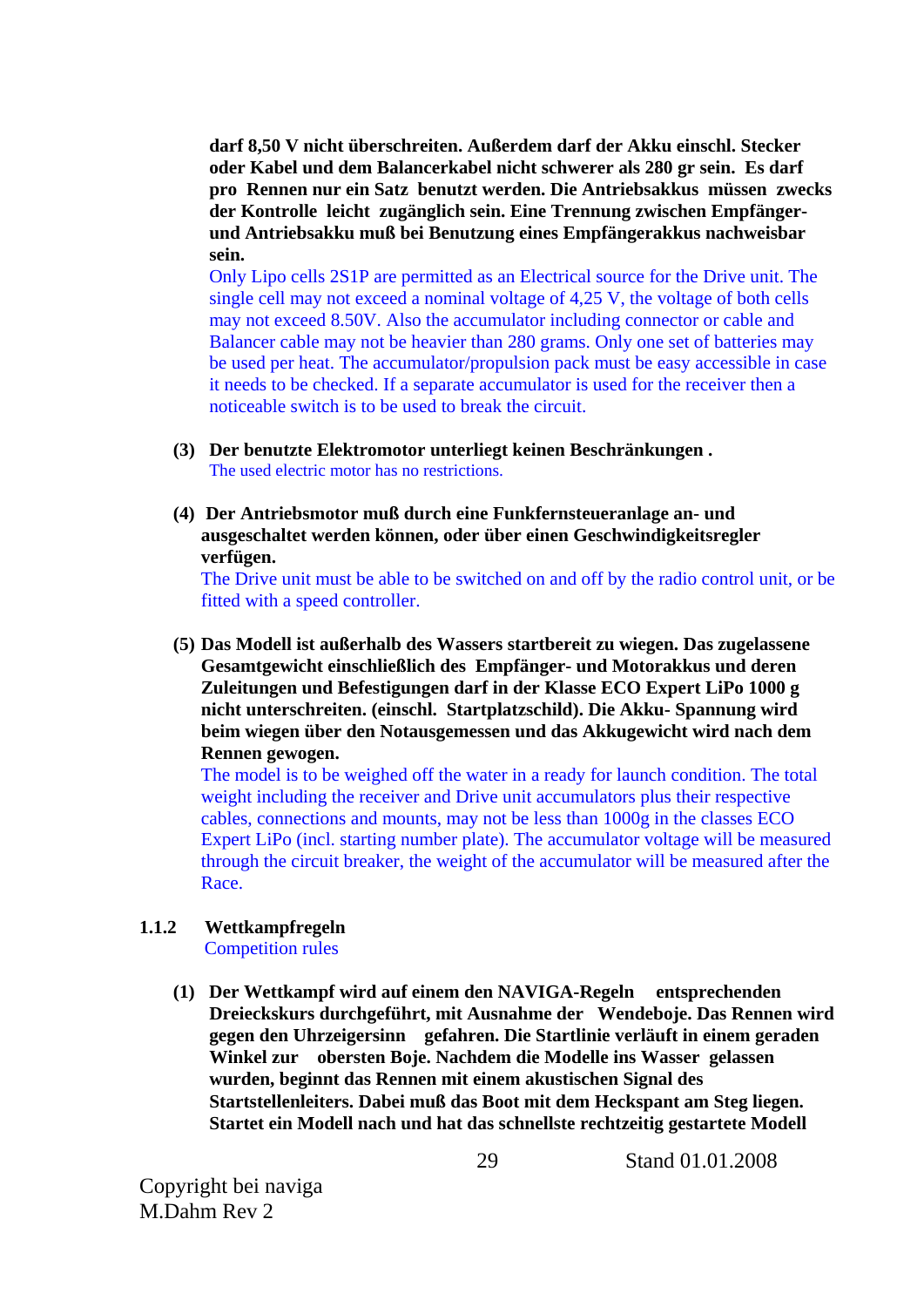**darf 8,50 V nicht überschreiten. Außerdem darf der Akku einschl. Stecker oder Kabel und dem Balancerkabel nicht schwerer als 280 gr sein. Es darf pro Rennen nur ein Satz benutzt werden. Die Antriebsakkus müssen zwecks der Kontrolle leicht zugänglich sein. Eine Trennung zwischen Empfänger- und Antriebsakku muß bei Benutzung eines Empfängerakkus nachweisbar sein.**

Only Lipo cells 2S1P are permitted as an Electrical source for the Drive unit. The single cell may not exceed a nominal voltage of 4,25 V, the voltage of both cells may not exceed 8.50V. Also the accumulator including connector or cable and Balancer cable may not be heavier than 280 grams. Only one set of batteries may be used per heat. The accumulator/propulsion pack must be easy accessible in case it needs to be checked. If a separate accumulator is used for the receiver then a noticeable switch is to be used to break the circuit.

**(3) Der benutzte Elektromotor unterliegt keinen Beschränkungen .**

The used electric motor has no restrictions.

**(4) Der Antriebsmotor muß durch eine Funkfernsteueranlage an- und ausgeschaltet werden können, oder über einen Geschwindigkeitsregler verfügen.**

The Drive unit must be able to be switched on and off by the radio control unit, or be fitted with a speed controller.

**(5) Das Modell ist außerhalb des Wassers startbereit zu wiegen. Das zugelassene Gesamtgewicht einschließlich des Empfänger- und Motorakkus und deren Zuleitungen und Befestigungen darf in der Klasse ECO Expert LiPo 1000 g nicht unterschreiten. (einschl. Startplatzschild). Die Akku- Spannung wird beim wiegen über den Notausgemessen und das Akkugewicht wird nach dem Rennen gewogen.**

The model is to be weighed off the water in a ready for launch condition. The total weight including the receiver and Drive unit accumulators plus their respective cables, connections and mounts, may not be less than 1000g in the classes ECO Expert LiPo (incl. starting number plate). The accumulator voltage will be measured through the circuit breaker, the weight of the accumulator will be measured after the Race.

### 1.1.2 Wettkampfregeln

Competition rules

**(1) Der Wettkampf wird auf einem den NAVIGA-Regeln entsprechenden Dreieckskurs durchgeführt, mit Ausnahme der Wendeboje. Das Rennen wird gegen den Uhrzeigersinn gefahren. Die Startlinie verläuft in einem geraden Winkel zur obersten Boje. Nachdem die Modelle ins Wasser gelassen wurden, beginnt das Rennen mit einem akustischen Signal des Startstellenleiters. Dabei muß das Boot mit dem Heckspant am Steg liegen. Startet ein Modell nach und hat das schnellste rechtzeitig gestartete Modell**

Copyright bei naviga
M.Dahm Rev 2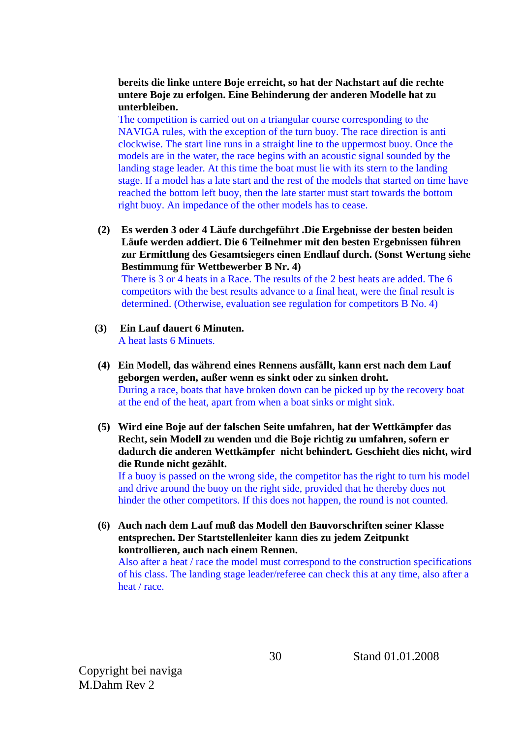**bereits die linke untere Boje erreicht, so hat der Nachstart auf die rechte untere Boje zu erfolgen. Eine Behinderung der anderen Modelle hat zu unterbleiben.**

The competition is carried out on a triangular course corresponding to the NAVIGA rules, with the exception of the turn buoy. The race direction is anti clockwise. The start line runs in a straight line to the uppermost buoy. Once the models are in the water, the race begins with an acoustic signal sounded by the landing stage leader. At this time the boat must lie with its stern to the landing stage. If a model has a late start and the rest of the models that started on time have reached the bottom left buoy, then the late starter must start towards the bottom right buoy. An impedance of the other models has to cease.

**(2) Es werden 3 oder 4 Läufe durchgeführt .Die Ergebnisse der besten beiden Läufe werden addiert. Die 6 Teilnehmer mit den besten Ergebnissen führen zur Ermittlung des Gesamtsiegers einen Endlauf durch. (Sonst Wertung siehe Bestimmung für Wettbewerber B Nr. 4)**

There is 3 or 4 heats in a Race. The results of the 2 best heats are added. The 6 competitors with the best results advance to a final heat, were the final result is determined. (Otherwise, evaluation see regulation for competitors B No. 4)

**(3) Ein Lauf dauert 6 Minuten.**

A heat lasts 6 Minuets.

**(4) Ein Modell, das während eines Rennens ausfällt, kann erst nach dem Lauf geborgen werden, außer wenn es sinkt oder zu sinken droht.**

During a race, boats that have broken down can be picked up by the recovery boat at the end of the heat, apart from when a boat sinks or might sink.

**(5) Wird eine Boje auf der falschen Seite umfahren, hat der Wettkämpfer das Recht, sein Modell zu wenden und die Boje richtig zu umfahren, sofern er dadurch die anderen Wettkämpfer nicht behindert. Geschieht dies nicht, wird die Runde nicht gezählt.**

If a buoy is passed on the wrong side, the competitor has the right to turn his model and drive around the buoy on the right side, provided that he thereby does not hinder the other competitors. If this does not happen, the round is not counted.

**(6) Auch nach dem Lauf muß das Modell den Bauvorschriften seiner Klasse entsprechen. Der Startstellenleiter kann dies zu jedem Zeitpunkt kontrollieren, auch nach einem Rennen.**

Also after a heat / race the model must correspond to the construction specifications of his class. The landing stage leader/referee can check this at any time, also after a heat / race.